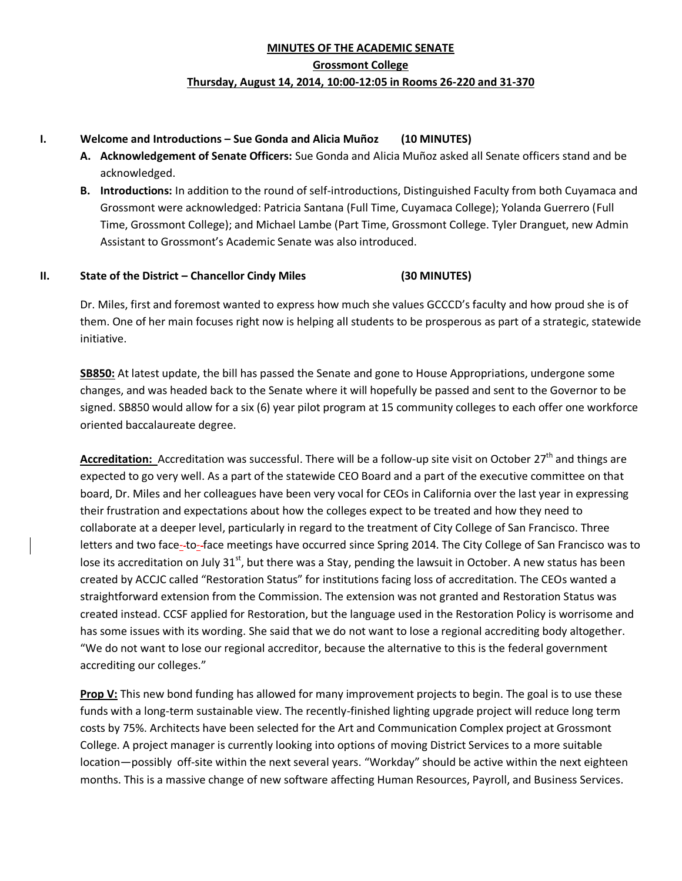# MINUTES OF THE ACADEMIC SENATE

## Grossmont College

### Thursday, August 14, 2014, 10:00-12:05 in Rooms 26-220 and 31-370

**I. Welcome and Introductions – Sue Gonda and Alicia Muñoz (10 MINUTES)**

**A. Acknowledgement of Senate Officers:** Sue Gonda and Alicia Muñoz asked all Senate officers stand and be acknowledged.

**B. Introductions:** In addition to the round of self-introductions, Distinguished Faculty from both Cuyamaca and Grossmont were acknowledged: Patricia Santana (Full Time, Cuyamaca College); Yolanda Guerrero (Full Time, Grossmont College); and Michael Lambe (Part Time, Grossmont College. Tyler Dranguet, new Admin Assistant to Grossmont's Academic Senate was also introduced.

**II. State of the District – Chancellor Cindy Miles (30 MINUTES)**

Dr. Miles, first and foremost wanted to express how much she values GCCCD's faculty and how proud she is of them. One of her main focuses right now is helping all students to be prosperous as part of a strategic, statewide initiative.

**SB850:** At latest update, the bill has passed the Senate and gone to House Appropriations, undergone some changes, and was headed back to the Senate where it will hopefully be passed and sent to the Governor to be signed. SB850 would allow for a six (6) year pilot program at 15 community colleges to each offer one workforce oriented baccalaureate degree.

**Accreditation:** Accreditation was successful. There will be a follow-up site visit on October 27th and things are expected to go very well. As a part of the statewide CEO Board and a part of the executive committee on that board, Dr. Miles and her colleagues have been very vocal for CEOs in California over the last year in expressing their frustration and expectations about how the colleges expect to be treated and how they need to collaborate at a deeper level, particularly in regard to the treatment of City College of San Francisco. Three letters and two face-to-face meetings have occurred since Spring 2014. The City College of San Francisco was to lose its accreditation on July 31st, but there was a Stay, pending the lawsuit in October. A new status has been created by ACCJC called "Restoration Status" for institutions facing loss of accreditation. The CEOs wanted a straightforward extension from the Commission. The extension was not granted and Restoration Status was created instead. CCSF applied for Restoration, but the language used in the Restoration Policy is worrisome and has some issues with its wording. She said that we do not want to lose a regional accrediting body altogether. "We do not want to lose our regional accreditor, because the alternative to this is the federal government accrediting our colleges."

**Prop V:** This new bond funding has allowed for many improvement projects to begin. The goal is to use these funds with a long-term sustainable view. The recently-finished lighting upgrade project will reduce long term costs by 75%. Architects have been selected for the Art and Communication Complex project at Grossmont College. A project manager is currently looking into options of moving District Services to a more suitable location—possibly off-site within the next several years. "Workday" should be active within the next eighteen months. This is a massive change of new software affecting Human Resources, Payroll, and Business Services.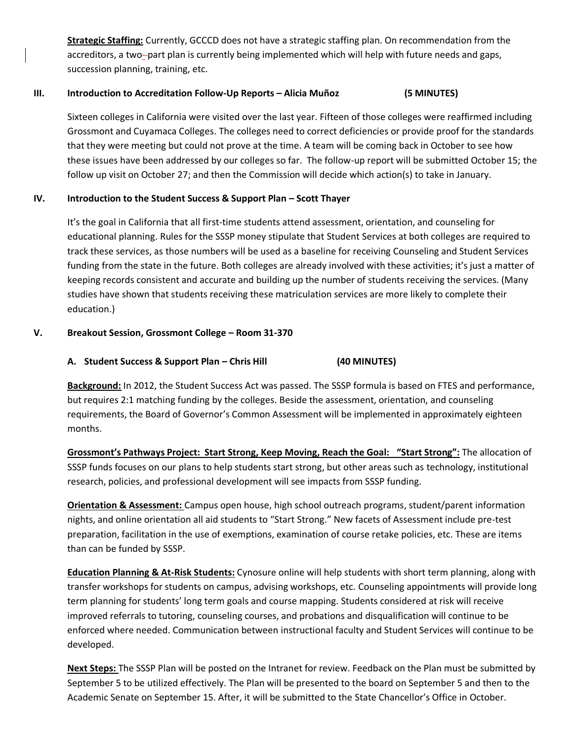**Strategic Staffing:** Currently, GCCCD does not have a strategic staffing plan. On recommendation from the accreditors, a two-part plan is currently being implemented which will help with future needs and gaps, succession planning, training, etc.

## III. Introduction to Accreditation Follow-Up Reports – Alicia Muñoz (5 MINUTES)

Sixteen colleges in California were visited over the last year. Fifteen of those colleges were reaffirmed including Grossmont and Cuyamaca Colleges. The colleges need to correct deficiencies or provide proof for the standards that they were meeting but could not prove at the time. A team will be coming back in October to see how these issues have been addressed by our colleges so far. The follow-up report will be submitted October 15; the follow up visit on October 27; and then the Commission will decide which action(s) to take in January.

## IV. Introduction to the Student Success & Support Plan – Scott Thayer

It's the goal in California that all first-time students attend assessment, orientation, and counseling for educational planning. Rules for the SSSP money stipulate that Student Services at both colleges are required to track these services, as those numbers will be used as a baseline for receiving Counseling and Student Services funding from the state in the future. Both colleges are already involved with these activities; it's just a matter of keeping records consistent and accurate and building up the number of students receiving the services. (Many studies have shown that students receiving these matriculation services are more likely to complete their education.)

## V. Breakout Session, Grossmont College – Room 31-370

### A. Student Success & Support Plan – Chris Hill (40 MINUTES)

**Background:** In 2012, the Student Success Act was passed. The SSSP formula is based on FTES and performance, but requires 2:1 matching funding by the colleges. Beside the assessment, orientation, and counseling requirements, the Board of Governor's Common Assessment will be implemented in approximately eighteen months.

**Grossmont's Pathways Project: Start Strong, Keep Moving, Reach the Goal: "Start Strong":** The allocation of SSSP funds focuses on our plans to help students start strong, but other areas such as technology, institutional research, policies, and professional development will see impacts from SSSP funding.

**Orientation & Assessment:** Campus open house, high school outreach programs, student/parent information nights, and online orientation all aid students to "Start Strong." New facets of Assessment include pre-test preparation, facilitation in the use of exemptions, examination of course retake policies, etc. These are items than can be funded by SSSP.

**Education Planning & At-Risk Students:** Cynosure online will help students with short term planning, along with transfer workshops for students on campus, advising workshops, etc. Counseling appointments will provide long term planning for students' long term goals and course mapping. Students considered at risk will receive improved referrals to tutoring, counseling courses, and probations and disqualification will continue to be enforced where needed. Communication between instructional faculty and Student Services will continue to be developed.

**Next Steps:** The SSSP Plan will be posted on the Intranet for review. Feedback on the Plan must be submitted by September 5 to be utilized effectively. The Plan will be presented to the board on September 5 and then to the Academic Senate on September 15. After, it will be submitted to the State Chancellor's Office in October.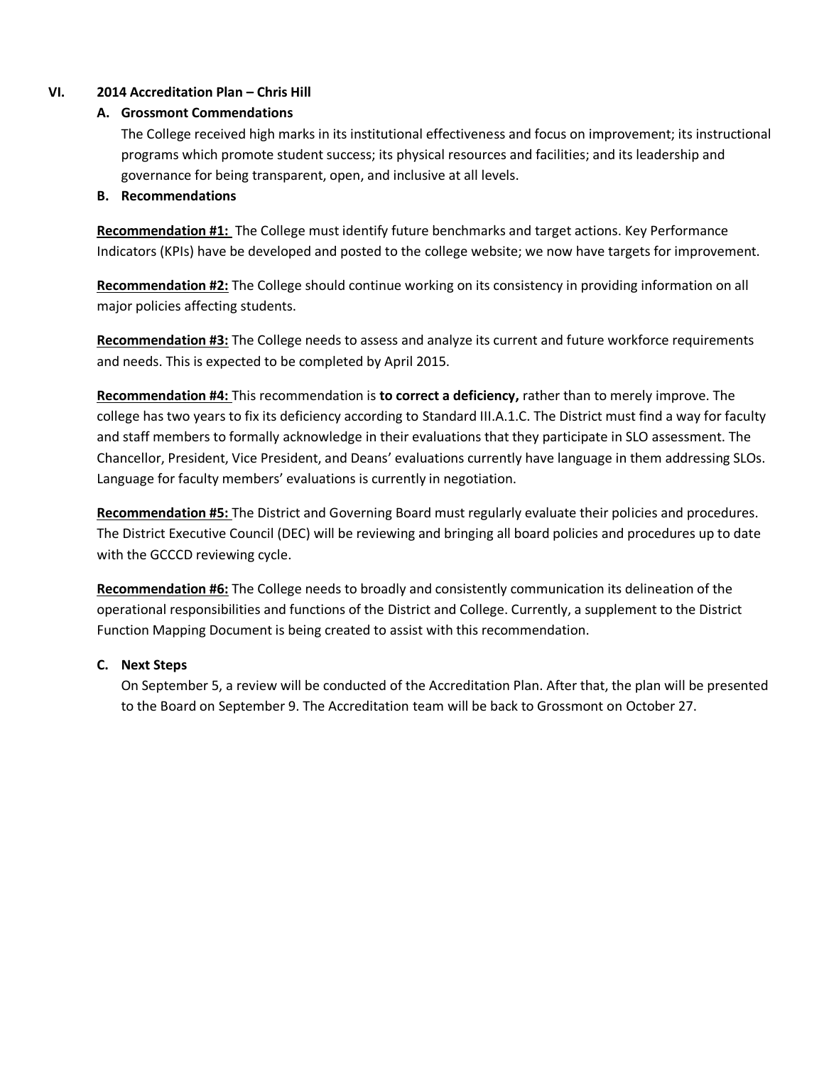## VI. 2014 Accreditation Plan – Chris Hill

### A. Grossmont Commendations

The College received high marks in its institutional effectiveness and focus on improvement; its instructional programs which promote student success; its physical resources and facilities; and its leadership and governance for being transparent, open, and inclusive at all levels.

### B. Recommendations

**Recommendation #1:** The College must identify future benchmarks and target actions. Key Performance Indicators (KPIs) have be developed and posted to the college website; we now have targets for improvement.

**Recommendation #2:** The College should continue working on its consistency in providing information on all major policies affecting students.

**Recommendation #3:** The College needs to assess and analyze its current and future workforce requirements and needs. This is expected to be completed by April 2015.

**Recommendation #4:** This recommendation is **to correct a deficiency,** rather than to merely improve. The college has two years to fix its deficiency according to Standard III.A.1.C. The District must find a way for faculty and staff members to formally acknowledge in their evaluations that they participate in SLO assessment. The Chancellor, President, Vice President, and Deans' evaluations currently have language in them addressing SLOs. Language for faculty members' evaluations is currently in negotiation.

**Recommendation #5:** The District and Governing Board must regularly evaluate their policies and procedures. The District Executive Council (DEC) will be reviewing and bringing all board policies and procedures up to date with the GCCCD reviewing cycle.

**Recommendation #6:** The College needs to broadly and consistently communication its delineation of the operational responsibilities and functions of the District and College. Currently, a supplement to the District Function Mapping Document is being created to assist with this recommendation.

### C. Next Steps

On September 5, a review will be conducted of the Accreditation Plan. After that, the plan will be presented to the Board on September 9. The Accreditation team will be back to Grossmont on October 27.